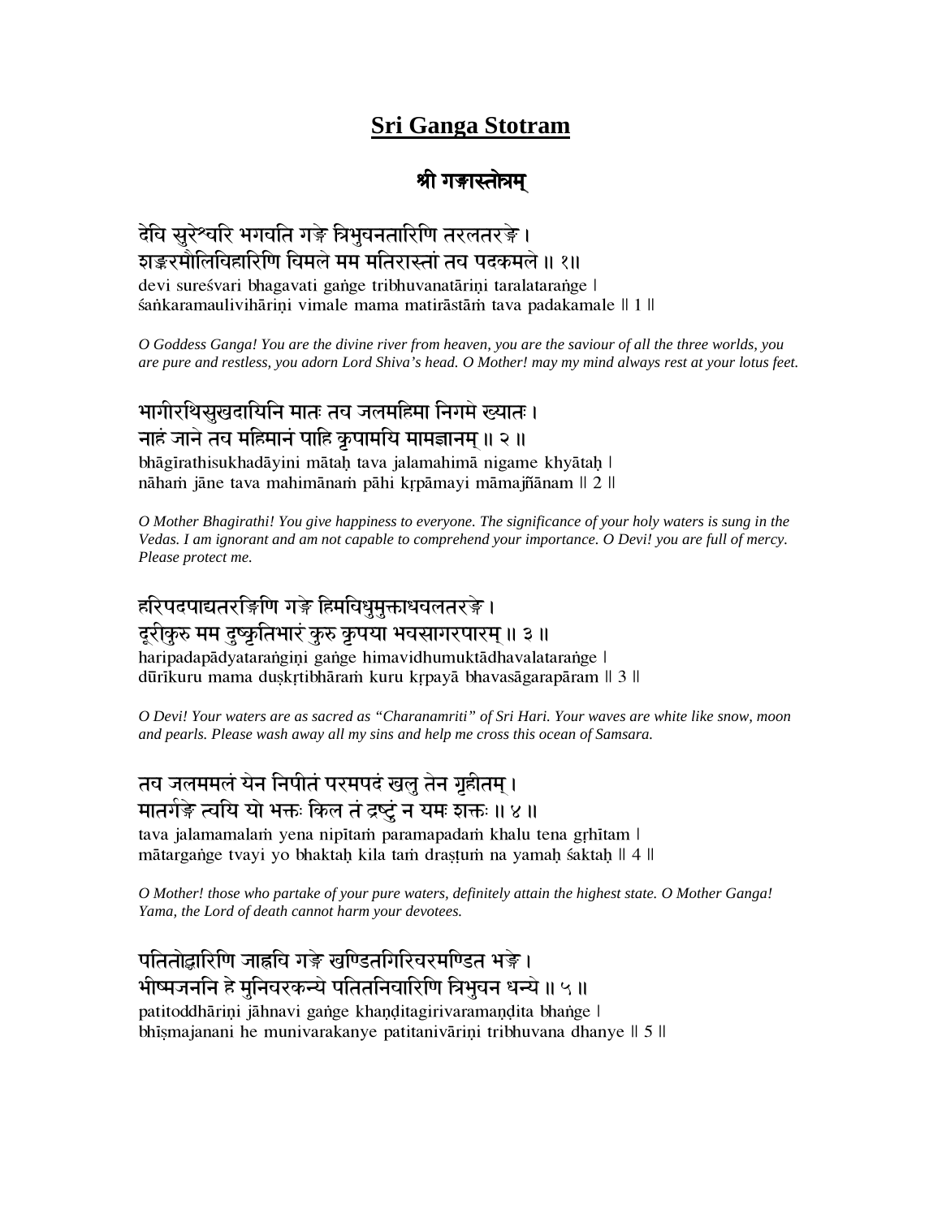# Sri Ganga Stotram

## श्री गङ्गास्तोत्रम्

देवि सुरेश्वरि भगवति गङ्गे त्रिभुवनतारिणि तरलतरङ्गे ।
शङ्करमौलिविहारिणि विमले मम मतिरास्तां तव पदकमले ॥ १॥

devi sureśvari bhagavati gaṅge tribhuvanatāriṇi taralataraṅge |
śaṅkaramaulivihāriṇi vimale mama matirāstāṁ tava padakamale || 1 ||

*O Goddess Ganga! You are the divine river from heaven, you are the saviour of all the three worlds, you are pure and restless, you adorn Lord Shiva's head. O Mother! may my mind always rest at your lotus feet.*

भागीरथिसुखदायिनि मातः तव जलमहिमा निगमे ख्यातः ।
नाहं जाने तव महिमानं पाहि कृपामयि मामज्ञानम् ॥ २ ॥

bhāgīrathisukhadāyini mātaḥ tava jalamahimā nigame khyātaḥ |
nāhaṁ jāne tava mahimānaṁ pāhi kṛpāmayi māmajñānam || 2 ||

*O Mother Bhagirathi! You give happiness to everyone. The significance of your holy waters is sung in the Vedas. I am ignorant and am not capable to comprehend your importance. O Devi! you are full of mercy. Please protect me.*

हरिपदपाद्यतरङ्गिणि गङ्गे हिमविधुमुक्ताधवलतरङ्गे ।
दूरीकुरु मम दुष्कृतिभारं कुरु कृपया भवसागरपारम् ॥ ३ ॥

haripadapādyataraṅgiṇi gaṅge himavidhumuktādhavalataraṅge |
dūrīkuru mama duṣkṛtibhāraṁ kuru kṛpayā bhavasāgarapāram || 3 ||

*O Devi! Your waters are as sacred as "Charanamriti" of Sri Hari. Your waves are white like snow, moon and pearls. Please wash away all my sins and help me cross this ocean of Samsara.*

तव जलममलं येन निपीतं परमपदं खलु तेन गृहीतम् ।
मातर्गङ्गे त्वयि यो भक्तः किल तं द्रष्टुं न यमः शक्तः ॥ ४ ॥

tava jalamamalaṁ yena nipītaṁ paramapadaṁ khalu tena gṛhītam |
mātargaṅge tvayi yo bhaktaḥ kila taṁ draṣṭuṁ na yamaḥ śaktaḥ || 4 ||

*O Mother! those who partake of your pure waters, definitely attain the highest state. O Mother Ganga! Yama, the Lord of death cannot harm your devotees.*

पतितोद्धारिणि जाह्नवि गङ्गे खण्डितगिरिवरमण्डित भङ्गे ।
भीष्मजननि हे मुनिवरकन्ये पतितनिवारिणि त्रिभुवन धन्ये ॥ ५ ॥

patitoddhāriṇi jāhnavi gaṅge khaṇḍitagirivaramaṇḍita bhaṅge |
bhīṣmajanani he munivarakanye patitanivāriṇi tribhuvana dhanye || 5 ||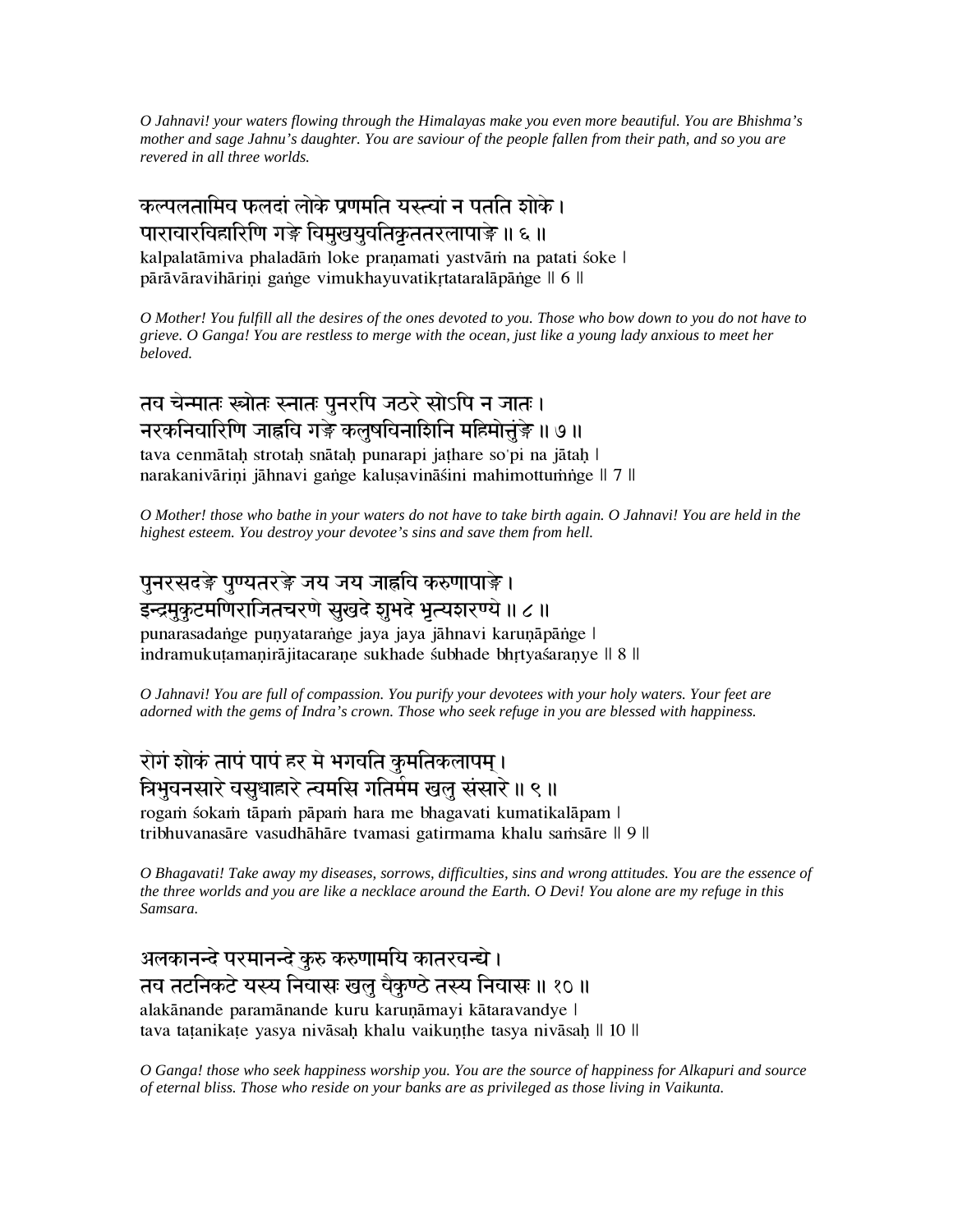*O Jahnavi! your waters flowing through the Himalayas make you even more beautiful. You are Bhishma's mother and sage Jahnu's daughter. You are saviour of the people fallen from their path, and so you are revered in all three worlds.*

## कल्पलतामिव फलदां लोके प्रणमति यस्त्वां न पतति शोके ।
## पारावारविहारिणि गङ्गे विमुखयुवतिकृततरलापाङ्गे ॥ ६ ॥

kalpalatāmiva phaladāṁ loke praṇamati yastvāṁ na patati śoke |
pārāvāravihāriṇi gaṅge vimukhayuvatikṛtataralāpāṅge || 6 ||

*O Mother! You fulfill all the desires of the ones devoted to you. Those who bow down to you do not have to grieve. O Ganga! You are restless to merge with the ocean, just like a young lady anxious to meet her beloved.*

## तव चेन्मातः स्त्रोतः स्नातः पुनरपि जठरे सोऽपि न जातः ।
## नरकनिवारिणि जाह्नवि गङ्गे कलुषविनाशिनि महिमोत्तुंङ्गे ॥ ७ ॥

tava cenmātaḥ strotaḥ snātaḥ punarapi jaṭhare so'pi na jātaḥ |
narakanivāriṇi jāhnavi gaṅge kaluṣavināśini mahimottuṁṅge || 7 ||

*O Mother! those who bathe in your waters do not have to take birth again. O Jahnavi! You are held in the highest esteem. You destroy your devotee's sins and save them from hell.*

## पुनरसदङ्गे पुण्यतरङ्गे जय जय जाह्नवि करुणापाङ्गे ।
## इन्द्रमुकुटमणिराजितचरणे सुखदे शुभदे भृत्यशरण्ये ॥ ८ ॥

punarasadaṅge puṇyataraṅge jaya jaya jāhnavi karuṇāpāṅge |
indramukuṭamaṇirājitacaraṇe sukhade śubhade bhṛtyaśaraṇye || 8 ||

*O Jahnavi! You are full of compassion. You purify your devotees with your holy waters. Your feet are adorned with the gems of Indra's crown. Those who seek refuge in you are blessed with happiness.*

## रोगं शोकं तापं पापं हर मे भगवति कुमतिकलापम् ।
## त्रिभुवनसारे वसुधाहारे त्वमसि गतिर्मम खलु संसारे ॥ ९ ॥

rogaṁ śokaṁ tāpaṁ pāpaṁ hara me bhagavati kumatikalāpam |
tribhuvanasāre vasudhāhāre tvamasi gatirmama khalu saṁsāre || 9 ||

*O Bhagavati! Take away my diseases, sorrows, difficulties, sins and wrong attitudes. You are the essence of the three worlds and you are like a necklace around the Earth. O Devi! You alone are my refuge in this Samsara.*

## अलकानन्दे परमानन्दे कुरु करुणामयि कातरवन्द्ये ।
## तव तटनिकटे यस्य निवासः खलु वैकुण्ठे तस्य निवासः ॥ १० ॥

alakānande paramānande kuru karuṇāmayi kātaravandye |
tava taṭanikaṭe yasya nivāsaḥ khalu vaikuṇṭhe tasya nivāsaḥ || 10 ||

*O Ganga! those who seek happiness worship you. You are the source of happiness for Alkapuri and source of eternal bliss. Those who reside on your banks are as privileged as those living in Vaikunta.*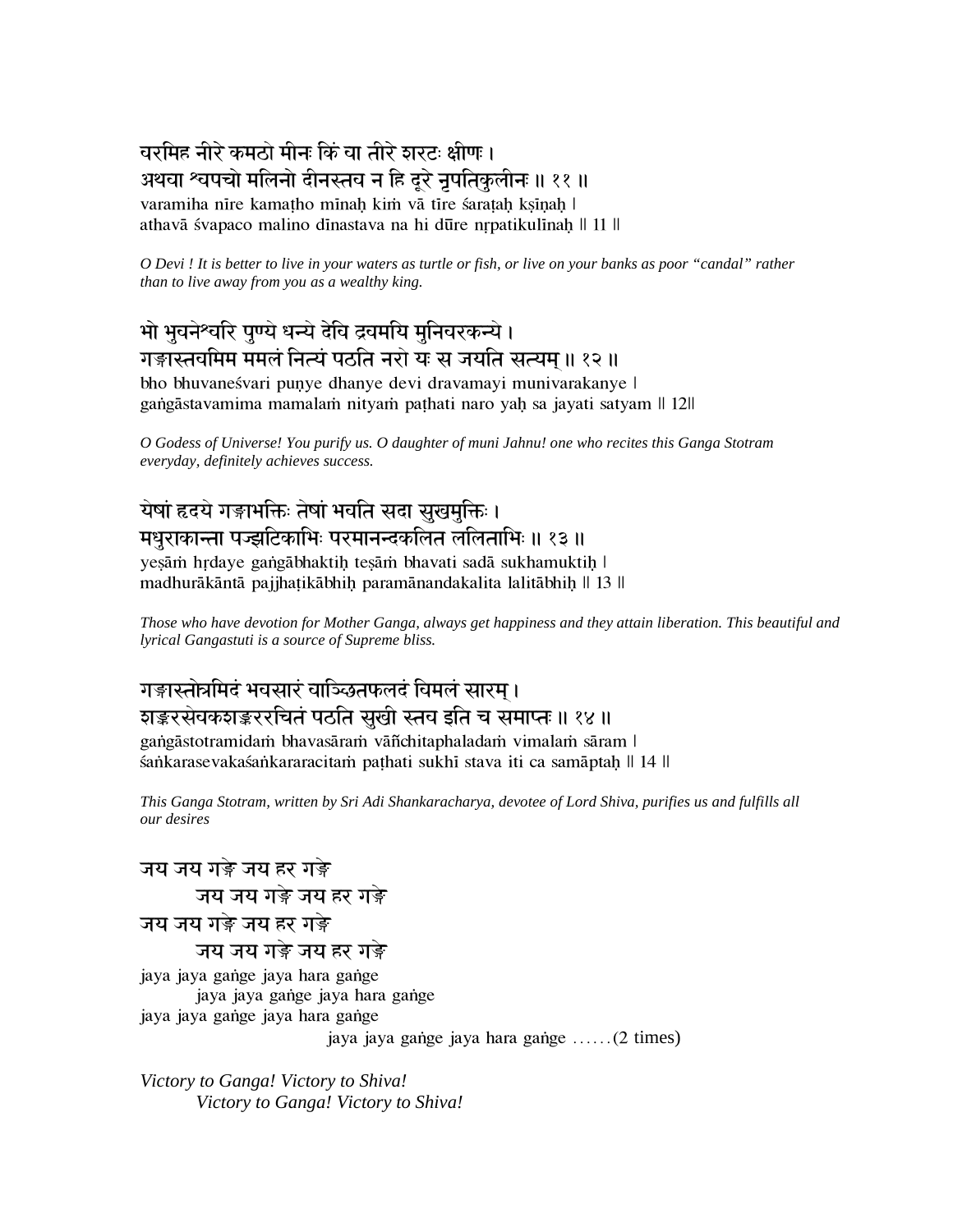वरमिह नीरे कमठो मीनः किं वा तीरे शरटः क्षीणः ।
अथवा श्वपचो मलिनो दीनस्तव न हि दूरे नृपतिकुलीनः ॥ ११ ॥
varamiha nīre kamaṭho mīnaḥ kiṁ vā tīre śaraṭaḥ kṣīṇaḥ |
athavā śvapaco malino dīnastava na hi dūre nṛpatikulīnaḥ || 11 ||

*O Devi ! It is better to live in your waters as turtle or fish, or live on your banks as poor "candal" rather than to live away from you as a wealthy king.*

भो भुवनेश्वरि पुण्ये धन्ये देवि द्रवमयि मुनिवरकन्ये ।
गङ्गास्तवमिम ममलं नित्यं पठति नरो यः स जयति सत्यम् ॥ १२ ॥
bho bhuvaneśvari puṇye dhanye devi dravamayi munivarakanye |
gaṅgāstavamima mamalaṁ nityaṁ paṭhati naro yaḥ sa jayati satyam || 12||

*O Godess of Universe! You purify us. O daughter of muni Jahnu! one who recites this Ganga Stotram everyday, definitely achieves success.*

येषां हृदये गङ्गाभक्तिः तेषां भवति सदा सुखमुक्तिः ।
मधुराकान्ता पज्झटिकाभिः परमानन्दकलित ललिताभिः ॥ १३ ॥
yeṣāṁ hṛdaye gaṅgābhaktiḥ teṣāṁ bhavati sadā sukhamuktiḥ |
madhurākāntā pajjhaṭikābhiḥ paramānandakalita lalitābhiḥ || 13 ||

*Those who have devotion for Mother Ganga, always get happiness and they attain liberation. This beautiful and lyrical Gangastuti is a source of Supreme bliss.*

गङ्गास्तोत्रमिदं भवसारं वाञ्छितफलदं विमलं सारम् ।
शङ्करसेवकशङ्कररचितं पठति सुखी स्तव इति च समाप्तः ॥ १४ ॥
gaṅgāstotramidaṁ bhavasāraṁ vāñchitaphaladaṁ vimalaṁ sāram |
śaṅkarasevakaśaṅkararacitaṁ paṭhati sukhī stava iti ca samāptaḥ || 14 ||

*This Ganga Stotram, written by Sri Adi Shankaracharya, devotee of Lord Shiva, purifies us and fulfills all our desires*

जय जय गङ्गे जय हर गङ्गे
जय जय गङ्गे जय हर गङ्गे
जय जय गङ्गे जय हर गङ्गे
जय जय गङ्गे जय हर गङ्गे
jaya jaya gaṅge jaya hara gaṅge
jaya jaya gaṅge jaya hara gaṅge
jaya jaya gaṅge jaya hara gaṅge
jaya jaya gaṅge jaya hara gaṅge ......(2 times)

*Victory to Ganga! Victory to Shiva!*
*Victory to Ganga! Victory to Shiva!*